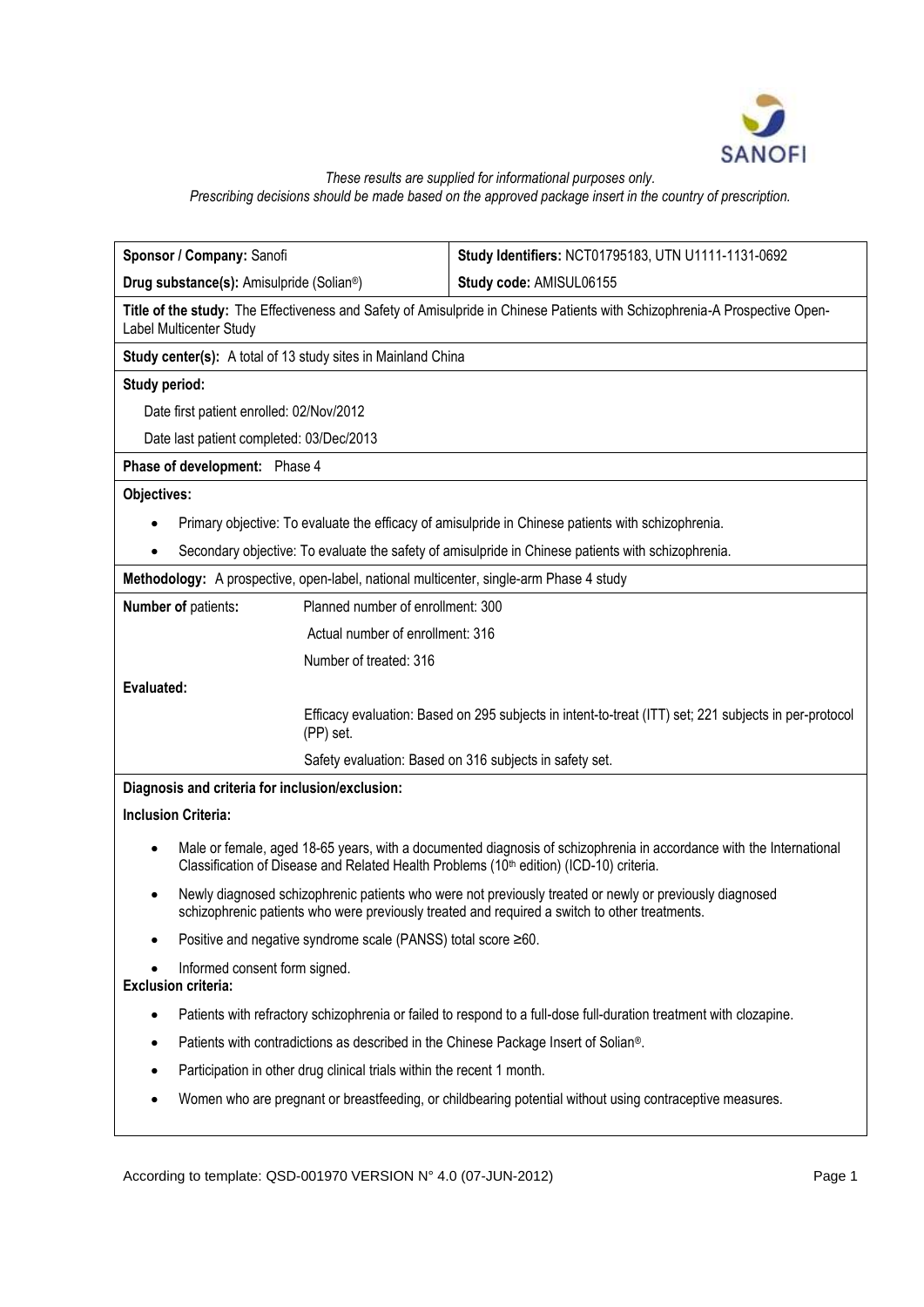*These results are supplied for informational purposes only.*
*Prescribing decisions should be made based on the approved package insert in the country of prescription.*

| **Sponsor / Company:** Sanofi | **Study Identifiers:** NCT01795183, UTN U1111-1131-0692 |
|---|---|
| **Drug substance(s):** Amisulpride (Solian®) | **Study code:** AMISUL06155 |

**Title of the study:** The Effectiveness and Safety of Amisulpride in Chinese Patients with Schizophrenia-A Prospective Open-Label Multicenter Study

**Study center(s):** A total of 13 study sites in Mainland China

**Study period:**

Date first patient enrolled: 02/Nov/2012

Date last patient completed: 03/Dec/2013

**Phase of development:** Phase 4

**Objectives:**

- Primary objective: To evaluate the efficacy of amisulpride in Chinese patients with schizophrenia.
- Secondary objective: To evaluate the safety of amisulpride in Chinese patients with schizophrenia.

**Methodology:** A prospective, open-label, national multicenter, single-arm Phase 4 study

**Number of** patients**:**

Planned number of enrollment: 300

Actual number of enrollment: 316

Number of treated: 316

**Evaluated:**

Efficacy evaluation: Based on 295 subjects in intent-to-treat (ITT) set; 221 subjects in per-protocol (PP) set.

Safety evaluation: Based on 316 subjects in safety set.

**Diagnosis and criteria for inclusion/exclusion:**

**Inclusion Criteria:**

- Male or female, aged 18-65 years, with a documented diagnosis of schizophrenia in accordance with the International Classification of Disease and Related Health Problems (10th edition) (ICD-10) criteria.
- Newly diagnosed schizophrenic patients who were not previously treated or newly or previously diagnosed schizophrenic patients who were previously treated and required a switch to other treatments.
- Positive and negative syndrome scale (PANSS) total score ≥60.
- Informed consent form signed.

**Exclusion criteria:**

- Patients with refractory schizophrenia or failed to respond to a full-dose full-duration treatment with clozapine.
- Patients with contradictions as described in the Chinese Package Insert of Solian®.
- Participation in other drug clinical trials within the recent 1 month.
- Women who are pregnant or breastfeeding, or childbearing potential without using contraceptive measures.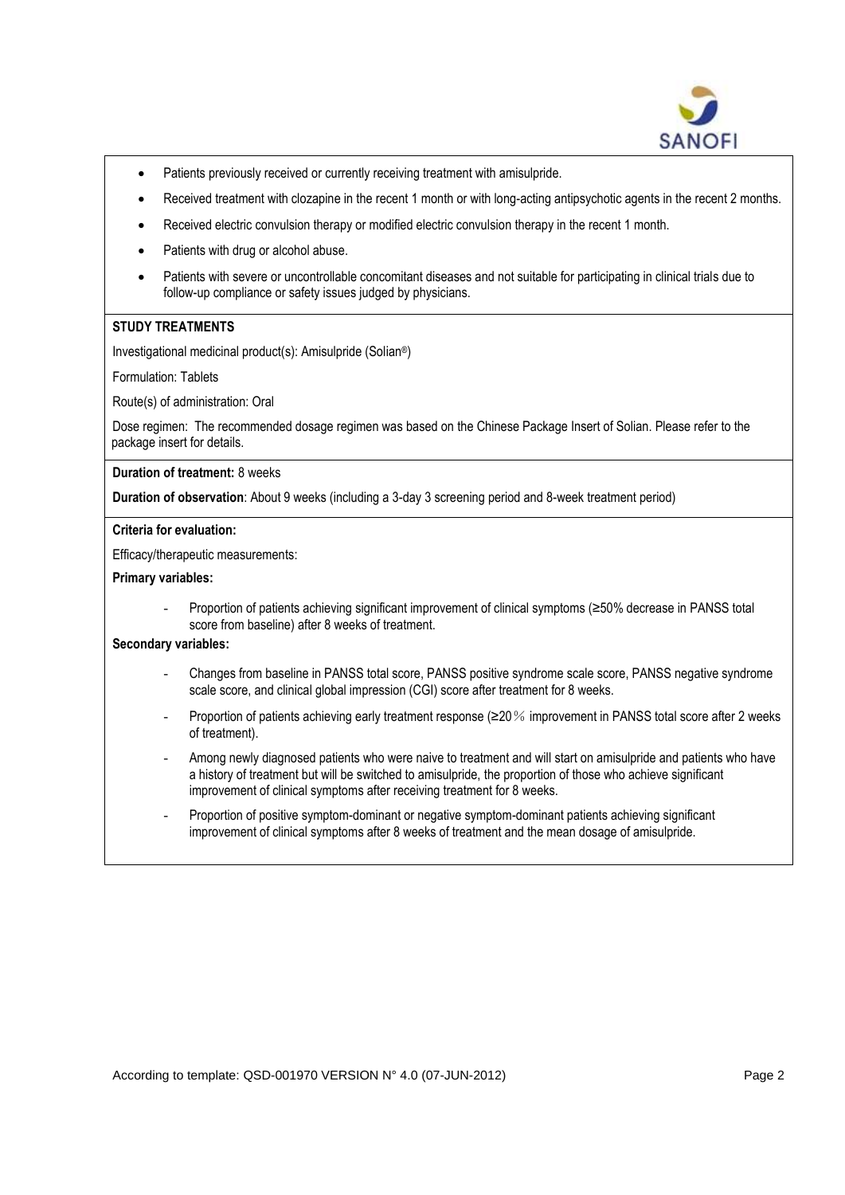- Patients previously received or currently receiving treatment with amisulpride.
- Received treatment with clozapine in the recent 1 month or with long-acting antipsychotic agents in the recent 2 months.
- Received electric convulsion therapy or modified electric convulsion therapy in the recent 1 month.
- Patients with drug or alcohol abuse.
- Patients with severe or uncontrollable concomitant diseases and not suitable for participating in clinical trials due to follow-up compliance or safety issues judged by physicians.

**STUDY TREATMENTS**

Investigational medicinal product(s): Amisulpride (Solian®)

Formulation: Tablets

Route(s) of administration: Oral

Dose regimen: The recommended dosage regimen was based on the Chinese Package Insert of Solian. Please refer to the package insert for details.

**Duration of treatment:** 8 weeks

**Duration of observation**: About 9 weeks (including a 3-day 3 screening period and 8-week treatment period)

**Criteria for evaluation:**

Efficacy/therapeutic measurements:

**Primary variables:**

- Proportion of patients achieving significant improvement of clinical symptoms (≥50% decrease in PANSS total score from baseline) after 8 weeks of treatment.

**Secondary variables:**

- Changes from baseline in PANSS total score, PANSS positive syndrome scale score, PANSS negative syndrome scale score, and clinical global impression (CGI) score after treatment for 8 weeks.
- Proportion of patients achieving early treatment response (≥20％ improvement in PANSS total score after 2 weeks of treatment).
- Among newly diagnosed patients who were naive to treatment and will start on amisulpride and patients who have a history of treatment but will be switched to amisulpride, the proportion of those who achieve significant improvement of clinical symptoms after receiving treatment for 8 weeks.
- Proportion of positive symptom-dominant or negative symptom-dominant patients achieving significant improvement of clinical symptoms after 8 weeks of treatment and the mean dosage of amisulpride.

According to template: QSD-001970 VERSION N° 4.0 (07-JUN-2012)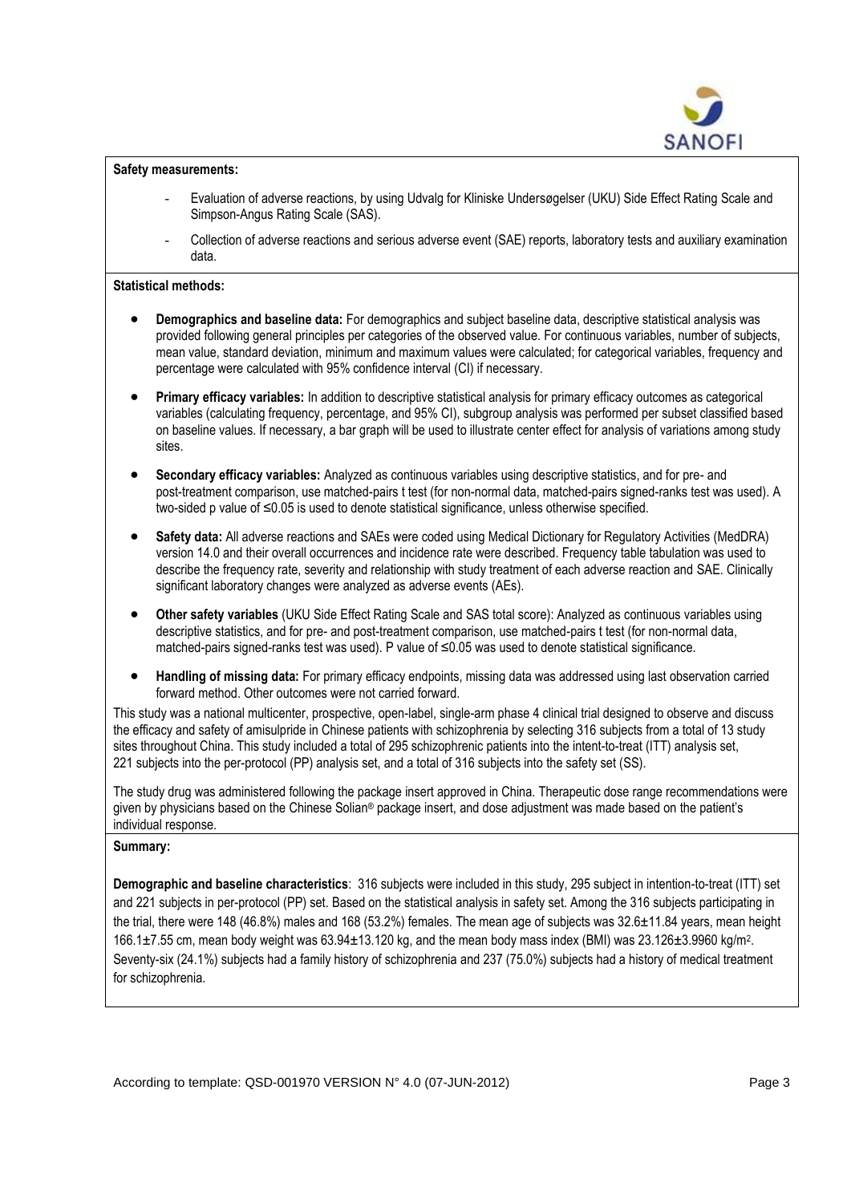**Safety measurements:**

- Evaluation of adverse reactions, by using Udvalg for Kliniske Undersøgelser (UKU) Side Effect Rating Scale and Simpson-Angus Rating Scale (SAS).
- Collection of adverse reactions and serious adverse event (SAE) reports, laboratory tests and auxiliary examination data.

**Statistical methods:**

- **Demographics and baseline data:** For demographics and subject baseline data, descriptive statistical analysis was provided following general principles per categories of the observed value. For continuous variables, number of subjects, mean value, standard deviation, minimum and maximum values were calculated; for categorical variables, frequency and percentage were calculated with 95% confidence interval (CI) if necessary.
- **Primary efficacy variables:** In addition to descriptive statistical analysis for primary efficacy outcomes as categorical variables (calculating frequency, percentage, and 95% CI), subgroup analysis was performed per subset classified based on baseline values. If necessary, a bar graph will be used to illustrate center effect for analysis of variations among study sites.
- **Secondary efficacy variables:** Analyzed as continuous variables using descriptive statistics, and for pre- and post-treatment comparison, use matched-pairs t test (for non-normal data, matched-pairs signed-ranks test was used). A two-sided p value of ≤0.05 is used to denote statistical significance, unless otherwise specified.
- **Safety data:** All adverse reactions and SAEs were coded using Medical Dictionary for Regulatory Activities (MedDRA) version 14.0 and their overall occurrences and incidence rate were described. Frequency table tabulation was used to describe the frequency rate, severity and relationship with study treatment of each adverse reaction and SAE. Clinically significant laboratory changes were analyzed as adverse events (AEs).
- **Other safety variables** (UKU Side Effect Rating Scale and SAS total score): Analyzed as continuous variables using descriptive statistics, and for pre- and post-treatment comparison, use matched-pairs t test (for non-normal data, matched-pairs signed-ranks test was used). P value of ≤0.05 was used to denote statistical significance.
- **Handling of missing data:** For primary efficacy endpoints, missing data was addressed using last observation carried forward method. Other outcomes were not carried forward.

This study was a national multicenter, prospective, open-label, single-arm phase 4 clinical trial designed to observe and discuss the efficacy and safety of amisulpride in Chinese patients with schizophrenia by selecting 316 subjects from a total of 13 study sites throughout China. This study included a total of 295 schizophrenic patients into the intent-to-treat (ITT) analysis set, 221 subjects into the per-protocol (PP) analysis set, and a total of 316 subjects into the safety set (SS).

The study drug was administered following the package insert approved in China. Therapeutic dose range recommendations were given by physicians based on the Chinese Solian® package insert, and dose adjustment was made based on the patient's individual response.

**Summary:**

**Demographic and baseline characteristics**: 316 subjects were included in this study, 295 subject in intention-to-treat (ITT) set and 221 subjects in per-protocol (PP) set. Based on the statistical analysis in safety set. Among the 316 subjects participating in the trial, there were 148 (46.8%) males and 168 (53.2%) females. The mean age of subjects was 32.6±11.84 years, mean height 166.1±7.55 cm, mean body weight was 63.94±13.120 kg, and the mean body mass index (BMI) was 23.126±3.9960 kg/m$^2$. Seventy-six (24.1%) subjects had a family history of schizophrenia and 237 (75.0%) subjects had a history of medical treatment for schizophrenia.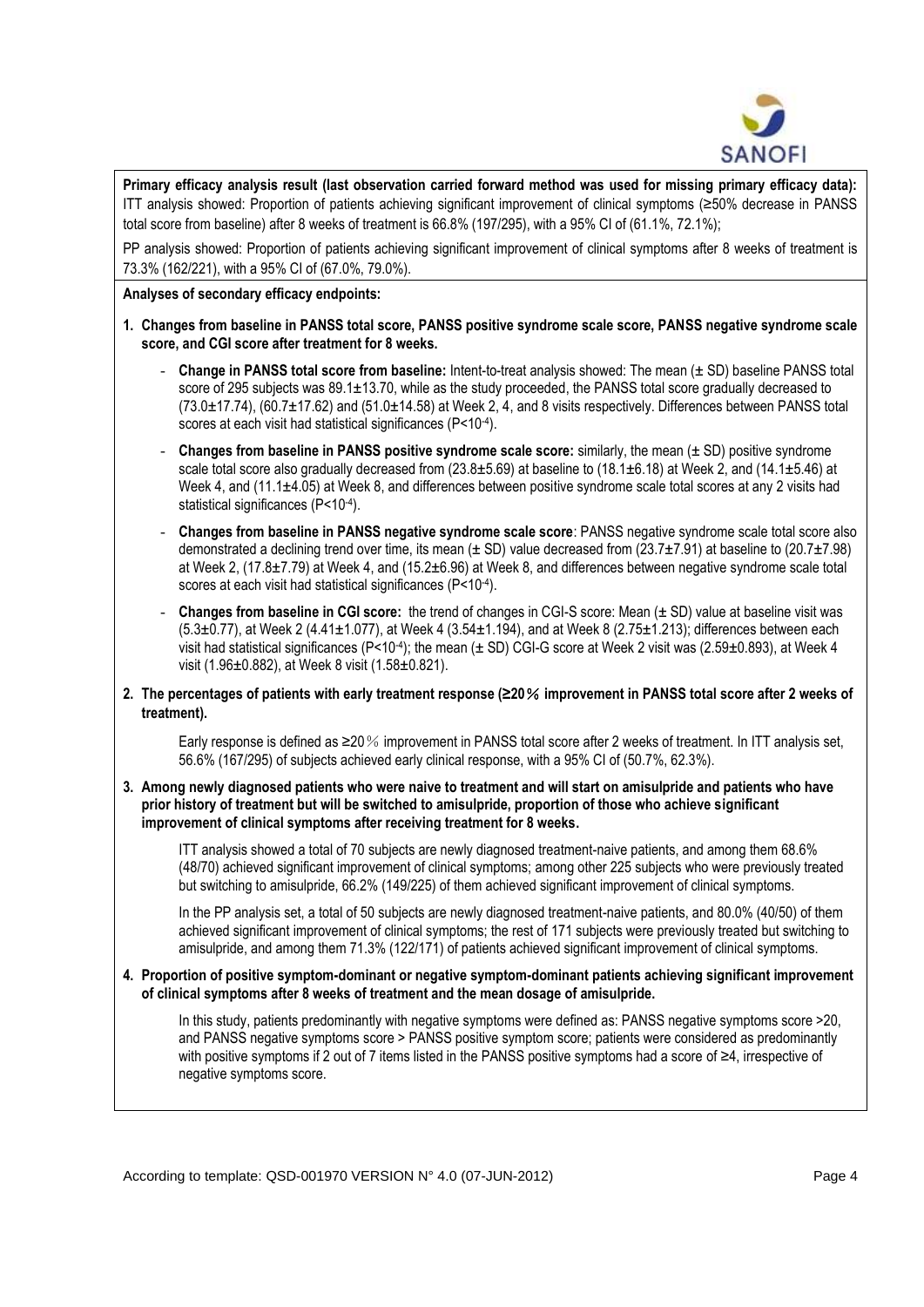**Primary efficacy analysis result (last observation carried forward method was used for missing primary efficacy data):** ITT analysis showed: Proportion of patients achieving significant improvement of clinical symptoms (≥50% decrease in PANSS total score from baseline) after 8 weeks of treatment is 66.8% (197/295), with a 95% CI of (61.1%, 72.1%);

PP analysis showed: Proportion of patients achieving significant improvement of clinical symptoms after 8 weeks of treatment is 73.3% (162/221), with a 95% CI of (67.0%, 79.0%).

**Analyses of secondary efficacy endpoints:**

1. **Changes from baseline in PANSS total score, PANSS positive syndrome scale score, PANSS negative syndrome scale score, and CGI score after treatment for 8 weeks.**
   - **Change in PANSS total score from baseline:** Intent-to-treat analysis showed: The mean (± SD) baseline PANSS total score of 295 subjects was 89.1±13.70, while as the study proceeded, the PANSS total score gradually decreased to (73.0±17.74), (60.7±17.62) and (51.0±14.58) at Week 2, 4, and 8 visits respectively. Differences between PANSS total scores at each visit had statistical significances ($P<10^{-4}$).
   - **Changes from baseline in PANSS positive syndrome scale score:** similarly, the mean (± SD) positive syndrome scale total score also gradually decreased from (23.8±5.69) at baseline to (18.1±6.18) at Week 2, and (14.1±5.46) at Week 4, and (11.1±4.05) at Week 8, and differences between positive syndrome scale total scores at any 2 visits had statistical significances ($P<10^{-4}$).
   - **Changes from baseline in PANSS negative syndrome scale score**: PANSS negative syndrome scale total score also demonstrated a declining trend over time, its mean (± SD) value decreased from (23.7±7.91) at baseline to (20.7±7.98) at Week 2, (17.8±7.79) at Week 4, and (15.2±6.96) at Week 8, and differences between negative syndrome scale total scores at each visit had statistical significances ($P<10^{-4}$).
   - **Changes from baseline in CGI score:** the trend of changes in CGI-S score: Mean (± SD) value at baseline visit was (5.3±0.77), at Week 2 (4.41±1.077), at Week 4 (3.54±1.194), and at Week 8 (2.75±1.213); differences between each visit had statistical significances ($P<10^{-4}$); the mean (± SD) CGI-G score at Week 2 visit was (2.59±0.893), at Week 4 visit (1.96±0.882), at Week 8 visit (1.58±0.821).

2. **The percentages of patients with early treatment response (≥20％ improvement in PANSS total score after 2 weeks of treatment).**

   Early response is defined as ≥20％ improvement in PANSS total score after 2 weeks of treatment. In ITT analysis set, 56.6% (167/295) of subjects achieved early clinical response, with a 95% CI of (50.7%, 62.3%).

3. **Among newly diagnosed patients who were naive to treatment and will start on amisulpride and patients who have prior history of treatment but will be switched to amisulpride, proportion of those who achieve significant improvement of clinical symptoms after receiving treatment for 8 weeks.**

   ITT analysis showed a total of 70 subjects are newly diagnosed treatment-naive patients, and among them 68.6% (48/70) achieved significant improvement of clinical symptoms; among other 225 subjects who were previously treated but switching to amisulpride, 66.2% (149/225) of them achieved significant improvement of clinical symptoms.

   In the PP analysis set, a total of 50 subjects are newly diagnosed treatment-naive patients, and 80.0% (40/50) of them achieved significant improvement of clinical symptoms; the rest of 171 subjects were previously treated but switching to amisulpride, and among them 71.3% (122/171) of patients achieved significant improvement of clinical symptoms.

4. **Proportion of positive symptom-dominant or negative symptom-dominant patients achieving significant improvement of clinical symptoms after 8 weeks of treatment and the mean dosage of amisulpride.**

   In this study, patients predominantly with negative symptoms were defined as: PANSS negative symptoms score >20, and PANSS negative symptoms score > PANSS positive symptom score; patients were considered as predominantly with positive symptoms if 2 out of 7 items listed in the PANSS positive symptoms had a score of ≥4, irrespective of negative symptoms score.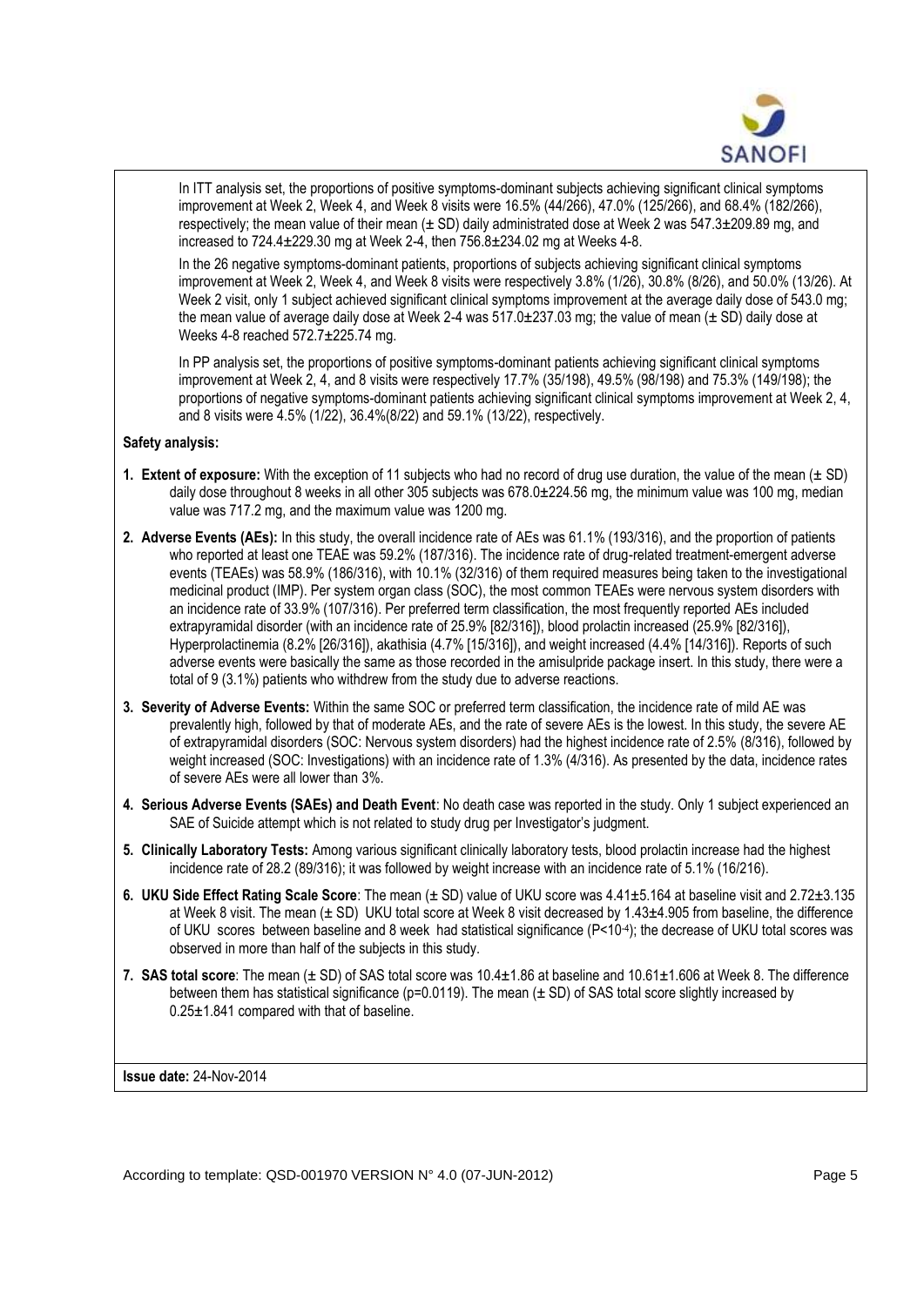In ITT analysis set, the proportions of positive symptoms-dominant subjects achieving significant clinical symptoms improvement at Week 2, Week 4, and Week 8 visits were 16.5% (44/266), 47.0% (125/266), and 68.4% (182/266), respectively; the mean value of their mean (± SD) daily administrated dose at Week 2 was 547.3±209.89 mg, and increased to 724.4±229.30 mg at Week 2-4, then 756.8±234.02 mg at Weeks 4-8.

In the 26 negative symptoms-dominant patients, proportions of subjects achieving significant clinical symptoms improvement at Week 2, Week 4, and Week 8 visits were respectively 3.8% (1/26), 30.8% (8/26), and 50.0% (13/26). At Week 2 visit, only 1 subject achieved significant clinical symptoms improvement at the average daily dose of 543.0 mg; the mean value of average daily dose at Week 2-4 was 517.0±237.03 mg; the value of mean (± SD) daily dose at Weeks 4-8 reached 572.7±225.74 mg.

In PP analysis set, the proportions of positive symptoms-dominant patients achieving significant clinical symptoms improvement at Week 2, 4, and 8 visits were respectively 17.7% (35/198), 49.5% (98/198) and 75.3% (149/198); the proportions of negative symptoms-dominant patients achieving significant clinical symptoms improvement at Week 2, 4, and 8 visits were 4.5% (1/22), 36.4%(8/22) and 59.1% (13/22), respectively.

**Safety analysis:**

1. **Extent of exposure:** With the exception of 11 subjects who had no record of drug use duration, the value of the mean (± SD) daily dose throughout 8 weeks in all other 305 subjects was 678.0±224.56 mg, the minimum value was 100 mg, median value was 717.2 mg, and the maximum value was 1200 mg.
2. **Adverse Events (AEs):** In this study, the overall incidence rate of AEs was 61.1% (193/316), and the proportion of patients who reported at least one TEAE was 59.2% (187/316). The incidence rate of drug-related treatment-emergent adverse events (TEAEs) was 58.9% (186/316), with 10.1% (32/316) of them required measures being taken to the investigational medicinal product (IMP). Per system organ class (SOC), the most common TEAEs were nervous system disorders with an incidence rate of 33.9% (107/316). Per preferred term classification, the most frequently reported AEs included extrapyramidal disorder (with an incidence rate of 25.9% [82/316]), blood prolactin increased (25.9% [82/316]), Hyperprolactinemia (8.2% [26/316]), akathisia (4.7% [15/316]), and weight increased (4.4% [14/316]). Reports of such adverse events were basically the same as those recorded in the amisulpride package insert. In this study, there were a total of 9 (3.1%) patients who withdrew from the study due to adverse reactions.
3. **Severity of Adverse Events:** Within the same SOC or preferred term classification, the incidence rate of mild AE was prevalently high, followed by that of moderate AEs, and the rate of severe AEs is the lowest. In this study, the severe AE of extrapyramidal disorders (SOC: Nervous system disorders) had the highest incidence rate of 2.5% (8/316), followed by weight increased (SOC: Investigations) with an incidence rate of 1.3% (4/316). As presented by the data, incidence rates of severe AEs were all lower than 3%.
4. **Serious Adverse Events (SAEs) and Death Event**: No death case was reported in the study. Only 1 subject experienced an SAE of Suicide attempt which is not related to study drug per Investigator's judgment.
5. **Clinically Laboratory Tests:** Among various significant clinically laboratory tests, blood prolactin increase had the highest incidence rate of 28.2 (89/316); it was followed by weight increase with an incidence rate of 5.1% (16/216).
6. **UKU Side Effect Rating Scale Score**: The mean (± SD) value of UKU score was 4.41±5.164 at baseline visit and 2.72±3.135 at Week 8 visit. The mean (± SD) UKU total score at Week 8 visit decreased by 1.43±4.905 from baseline, the difference of UKU scores between baseline and 8 week had statistical significance ($P<10^{-4}$); the decrease of UKU total scores was observed in more than half of the subjects in this study.
7. **SAS total score**: The mean (± SD) of SAS total score was 10.4±1.86 at baseline and 10.61±1.606 at Week 8. The difference between them has statistical significance (p=0.0119). The mean (± SD) of SAS total score slightly increased by 0.25±1.841 compared with that of baseline.

**Issue date:** 24-Nov-2014